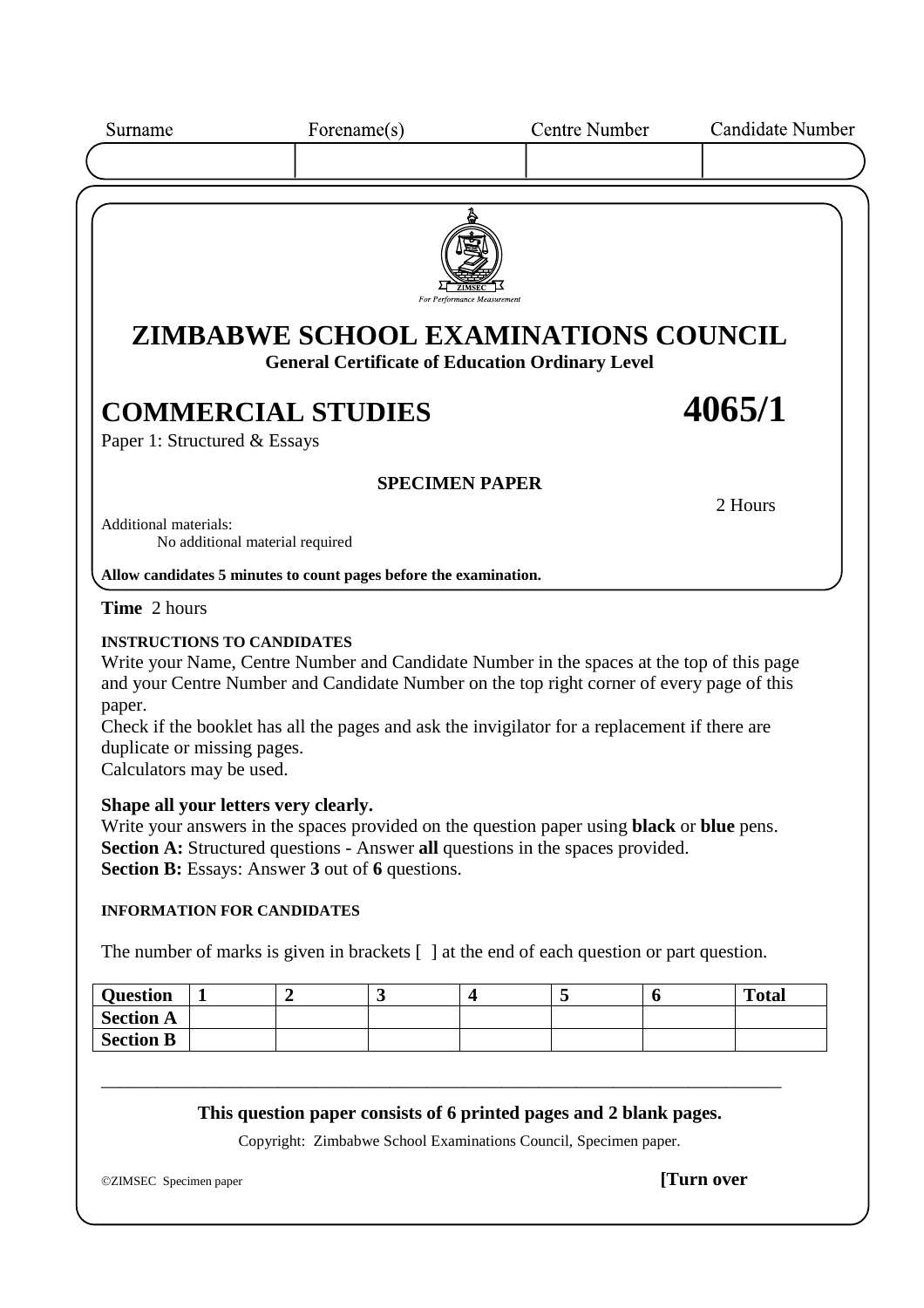| Surname | Forename(s) | Centre Number | Candidate Number |
|---|---|---|---|
| | | | |

For Performance Measurement

# ZIMBABWE SCHOOL EXAMINATIONS COUNCIL

**General Certificate of Education Ordinary Level**

# COMMERCIAL STUDIES 4065/1

Paper 1: Structured & Essays

**SPECIMEN PAPER**

2 Hours

Additional materials:
No additional material required

**Allow candidates 5 minutes to count pages before the examination.**

**Time** 2 hours

**INSTRUCTIONS TO CANDIDATES**

Write your Name, Centre Number and Candidate Number in the spaces at the top of this page and your Centre Number and Candidate Number on the top right corner of every page of this paper.

Check if the booklet has all the pages and ask the invigilator for a replacement if there are duplicate or missing pages.

Calculators may be used.

**Shape all your letters very clearly.**

Write your answers in the spaces provided on the question paper using **black** or **blue** pens.

**Section A:** Structured questions - Answer **all** questions in the spaces provided.

**Section B:** Essays: Answer **3** out of **6** questions.

**INFORMATION FOR CANDIDATES**

The number of marks is given in brackets [ ] at the end of each question or part question.

| Question | 1 | 2 | 3 | 4 | 5 | 6 | Total |
|---|---|---|---|---|---|---|---|
| Section A | | | | | | | |
| Section B | | | | | | | |

**This question paper consists of 6 printed pages and 2 blank pages.**

Copyright: Zimbabwe School Examinations Council, Specimen paper.

©ZIMSEC Specimen paper **[Turn over**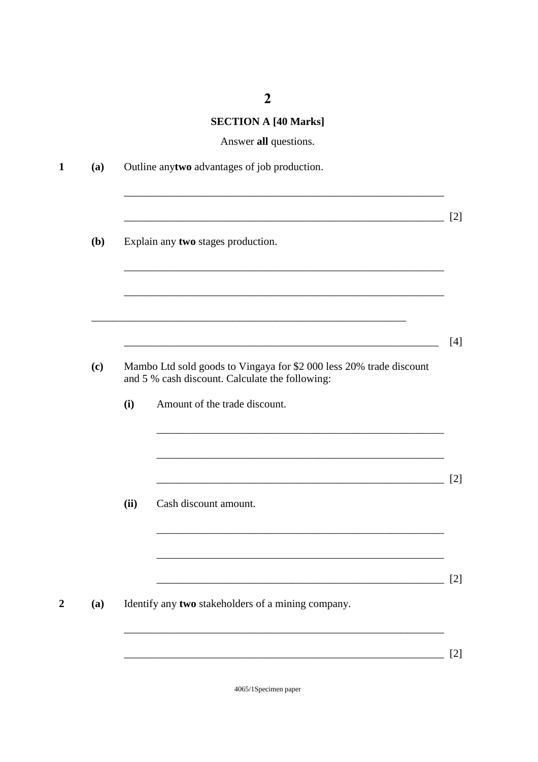## SECTION A [40 Marks]

Answer **all** questions.

**1** **(a)** Outline any**two** advantages of job production.

______________________________________________________________

______________________________________________________________ [2]

**(b)** Explain any **two** stages production.

______________________________________________________________

______________________________________________________________

______________________________________________________________

______________________________________________________________ [4]

**(c)** Mambo Ltd sold goods to Vingaya for $2 000 less 20% trade discount and 5 % cash discount. Calculate the following:

**(i)** Amount of the trade discount.

______________________________________________________________

______________________________________________________________

______________________________________________________________ [2]

**(ii)** Cash discount amount.

______________________________________________________________

______________________________________________________________

______________________________________________________________ [2]

**2** **(a)** Identify any **two** stakeholders of a mining company.

______________________________________________________________

______________________________________________________________ [2]

4065/1Specimen paper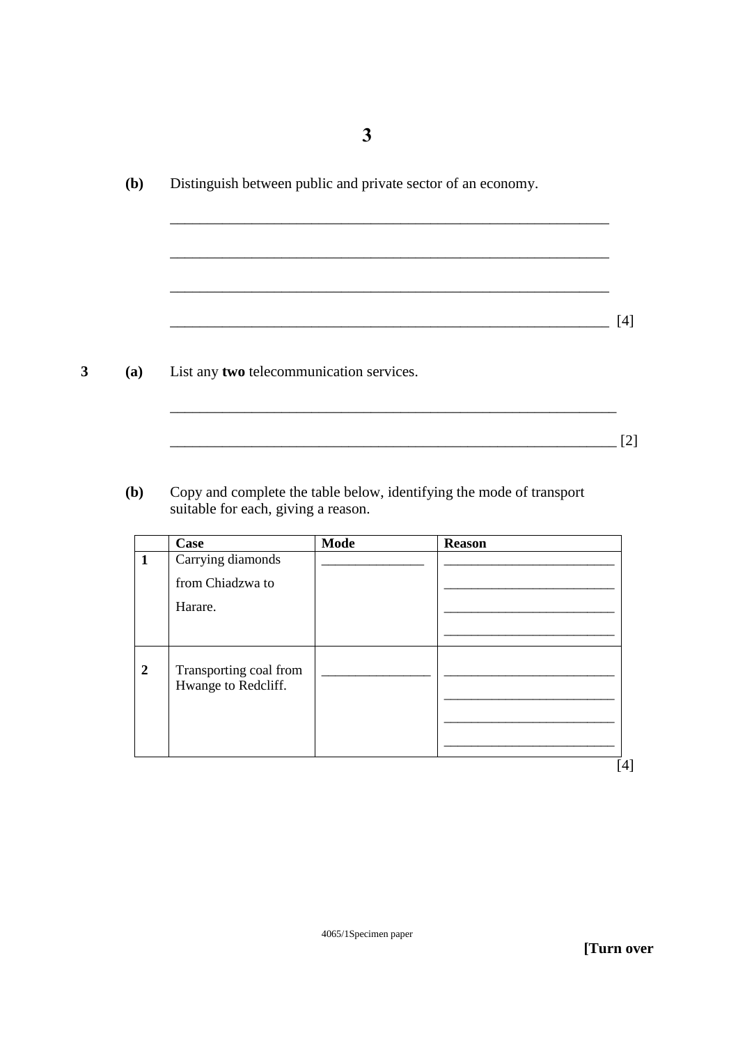**(b)** Distinguish between public and private sector of an economy.

______________________________________________________________

______________________________________________________________

______________________________________________________________

______________________________________________________________ [4]

**3 (a)** List any **two** telecommunication services.

______________________________________________________________

______________________________________________________________ [2]

**(b)** Copy and complete the table below, identifying the mode of transport suitable for each, giving a reason.

| | Case | Mode | Reason |
|---|---|---|---|
| **1** | Carrying diamonds from Chiadzwa to Harare. | _______________ | _________________________ _________________________ _________________________ _________________________ |
| **2** | Transporting coal from Hwange to Redcliff. | _______________ | _________________________ _________________________ _________________________ _________________________ |

[4]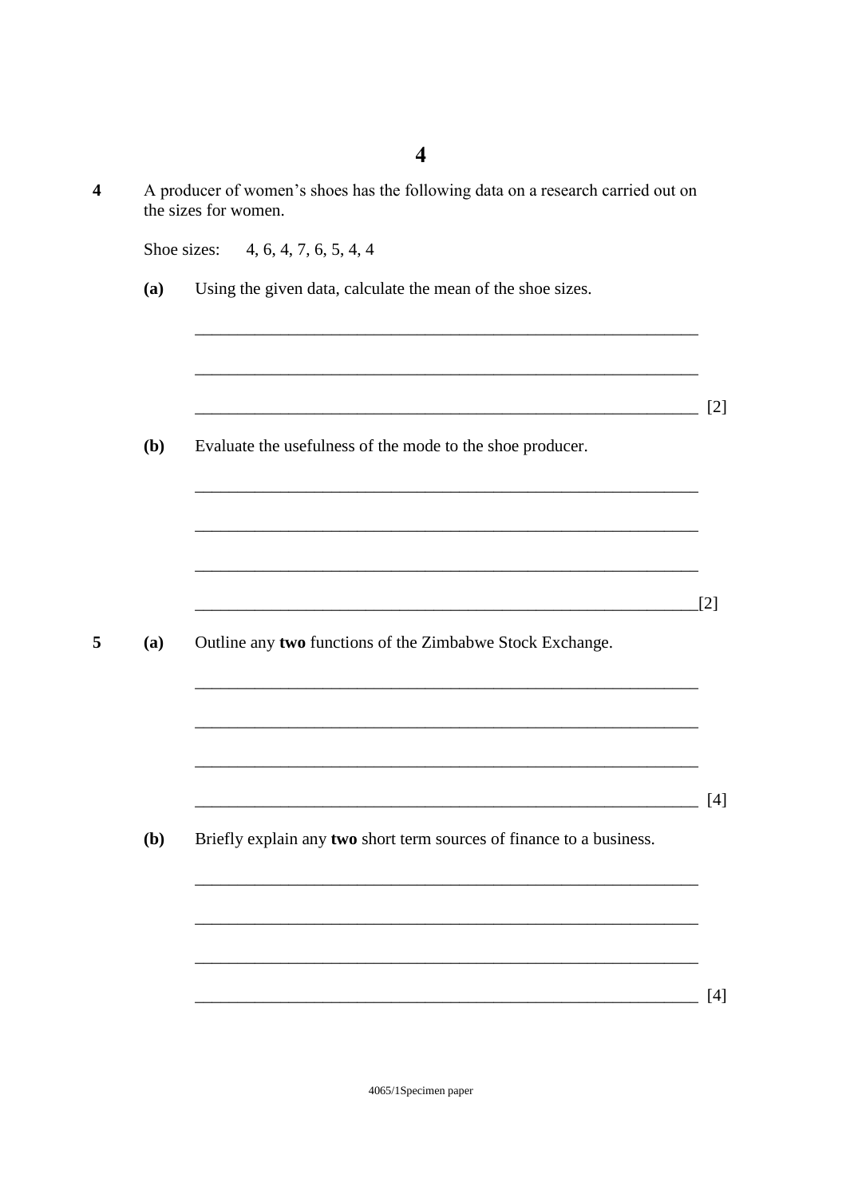**4** A producer of women's shoes has the following data on a research carried out on the sizes for women.

Shoe sizes: 4, 6, 4, 7, 6, 5, 4, 4

**(a)** Using the given data, calculate the mean of the shoe sizes.

___________________________________________________________

___________________________________________________________

___________________________________________________________ [2]

**(b)** Evaluate the usefulness of the mode to the shoe producer.

___________________________________________________________

___________________________________________________________

___________________________________________________________

___________________________________________________________[2]

**5** **(a)** Outline any **two** functions of the Zimbabwe Stock Exchange.

___________________________________________________________

___________________________________________________________

___________________________________________________________

___________________________________________________________ [4]

**(b)** Briefly explain any **two** short term sources of finance to a business.

___________________________________________________________

___________________________________________________________

___________________________________________________________

___________________________________________________________ [4]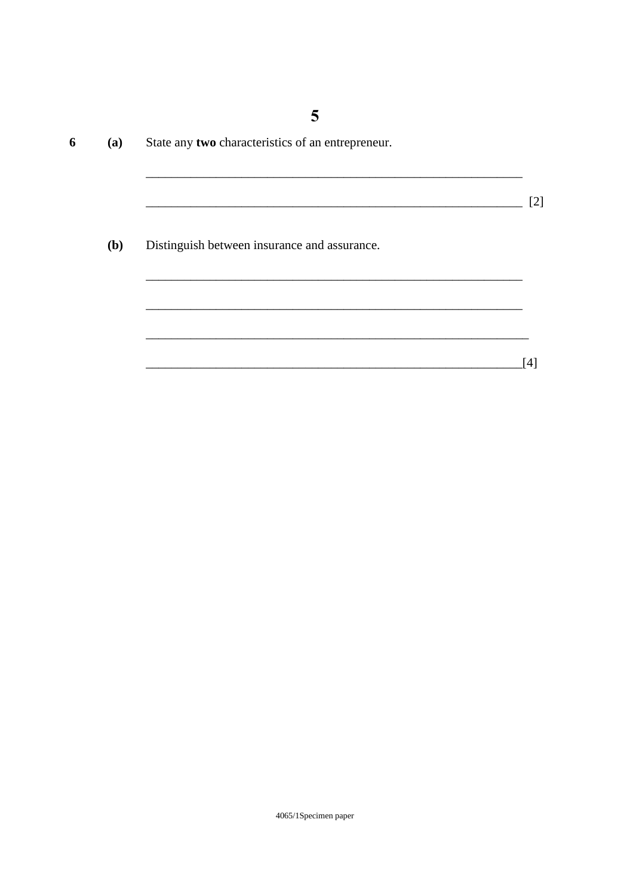**6** **(a)** State any **two** characteristics of an entrepreneur.

______________________________________________________________

______________________________________________________________ [2]

**(b)** Distinguish between insurance and assurance.

______________________________________________________________

______________________________________________________________

______________________________________________________________

______________________________________________________________ [4]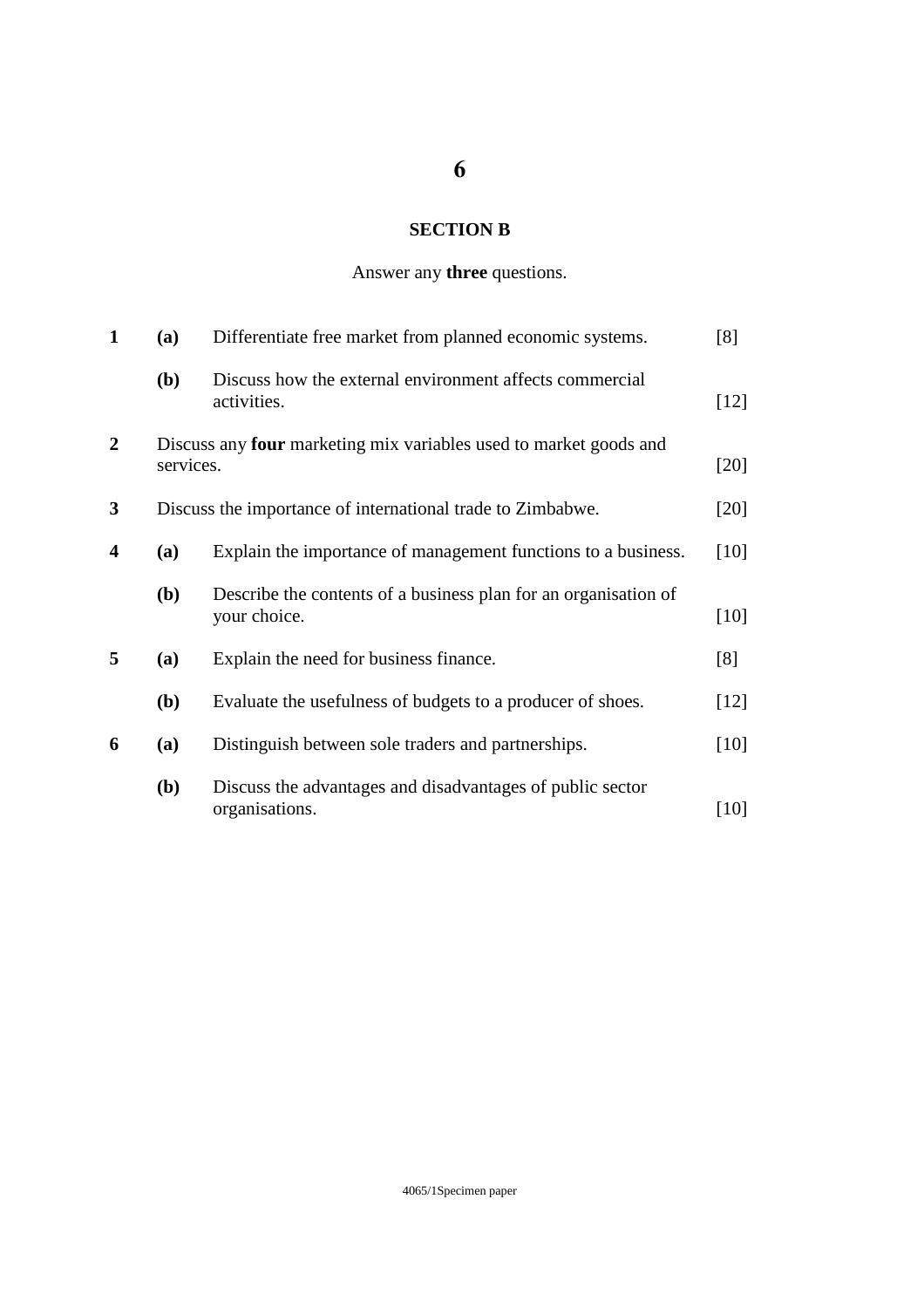## SECTION B

Answer any **three** questions.

**1** **(a)** Differentiate free market from planned economic systems. [8]

**(b)** Discuss how the external environment affects commercial activities. [12]

**2** Discuss any **four** marketing mix variables used to market goods and services. [20]

**3** Discuss the importance of international trade to Zimbabwe. [20]

**4** **(a)** Explain the importance of management functions to a business. [10]

**(b)** Describe the contents of a business plan for an organisation of your choice. [10]

**5** **(a)** Explain the need for business finance. [8]

**(b)** Evaluate the usefulness of budgets to a producer of shoes. [12]

**6** **(a)** Distinguish between sole traders and partnerships. [10]

**(b)** Discuss the advantages and disadvantages of public sector organisations. [10]